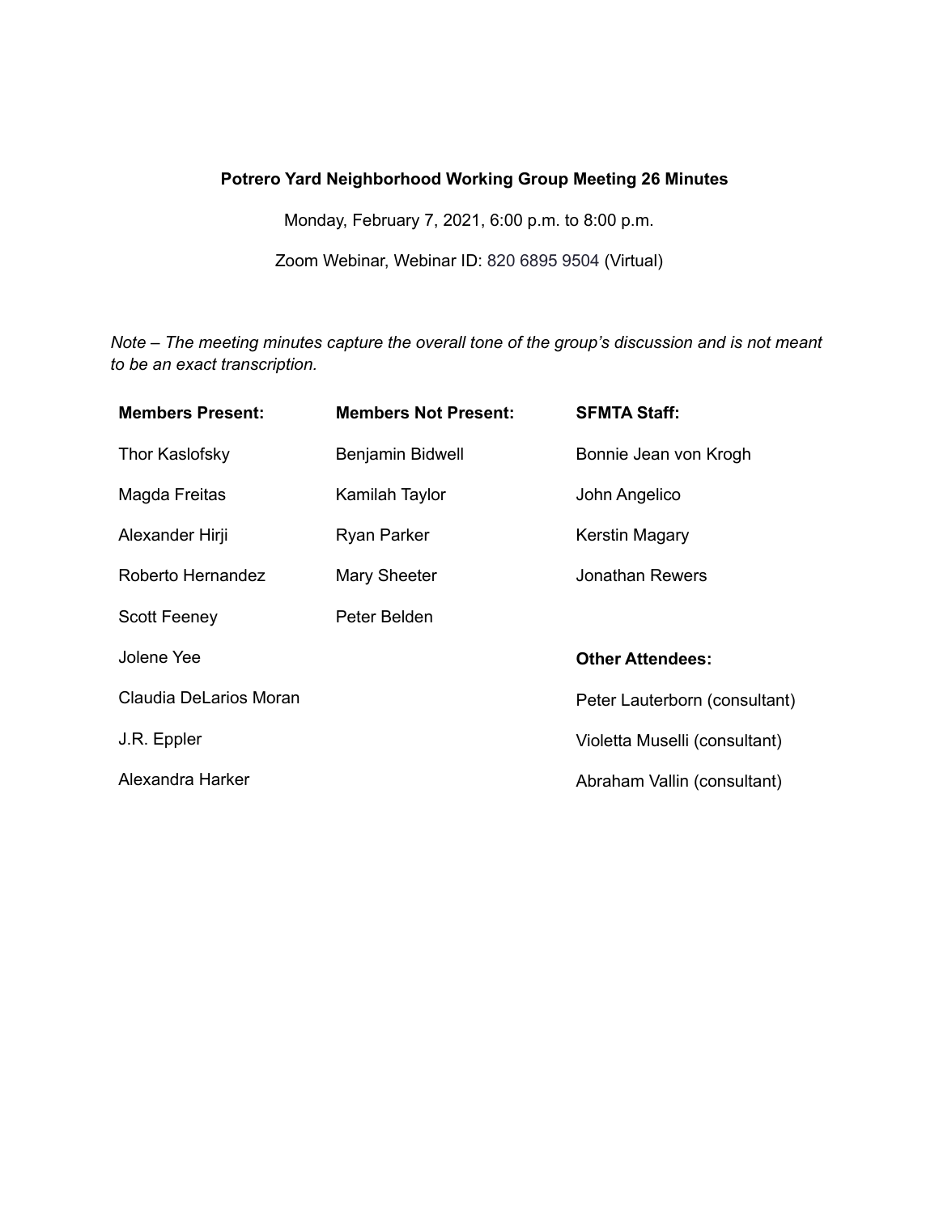# Potrero Yard Neighborhood Working Group Meeting 26 Minutes

Monday, February 7, 2021, 6:00 p.m. to 8:00 p.m.

Zoom Webinar, Webinar ID: 820 6895 9504 (Virtual)

*Note – The meeting minutes capture the overall tone of the group's discussion and is not meant to be an exact transcription.*

| **Members Present:** | **Members Not Present:** | **SFMTA Staff:** |
|---|---|---|
| Thor Kaslofsky | Benjamin Bidwell | Bonnie Jean von Krogh |
| Magda Freitas | Kamilah Taylor | John Angelico |
| Alexander Hirji | Ryan Parker | Kerstin Magary |
| Roberto Hernandez | Mary Sheeter | Jonathan Rewers |
| Scott Feeney | Peter Belden | |
| Jolene Yee | | **Other Attendees:** |
| Claudia DeLarios Moran | | Peter Lauterborn (consultant) |
| J.R. Eppler | | Violetta Muselli (consultant) |
| Alexandra Harker | | Abraham Vallin (consultant) |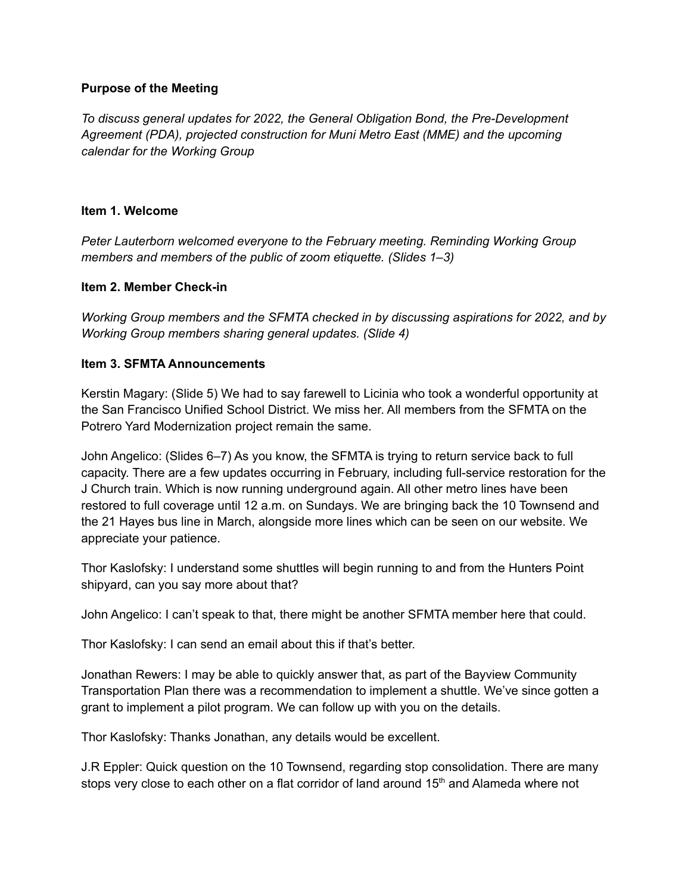**Purpose of the Meeting**

*To discuss general updates for 2022, the General Obligation Bond, the Pre-Development Agreement (PDA), projected construction for Muni Metro East (MME) and the upcoming calendar for the Working Group*

**Item 1. Welcome**

*Peter Lauterborn welcomed everyone to the February meeting. Reminding Working Group members and members of the public of zoom etiquette. (Slides 1–3)*

**Item 2. Member Check-in**

*Working Group members and the SFMTA checked in by discussing aspirations for 2022, and by Working Group members sharing general updates. (Slide 4)*

**Item 3. SFMTA Announcements**

Kerstin Magary: (Slide 5) We had to say farewell to Licinia who took a wonderful opportunity at the San Francisco Unified School District. We miss her. All members from the SFMTA on the Potrero Yard Modernization project remain the same.

John Angelico: (Slides 6–7) As you know, the SFMTA is trying to return service back to full capacity. There are a few updates occurring in February, including full-service restoration for the J Church train. Which is now running underground again. All other metro lines have been restored to full coverage until 12 a.m. on Sundays. We are bringing back the 10 Townsend and the 21 Hayes bus line in March, alongside more lines which can be seen on our website. We appreciate your patience.

Thor Kaslofsky: I understand some shuttles will begin running to and from the Hunters Point shipyard, can you say more about that?

John Angelico: I can't speak to that, there might be another SFMTA member here that could.

Thor Kaslofsky: I can send an email about this if that's better.

Jonathan Rewers: I may be able to quickly answer that, as part of the Bayview Community Transportation Plan there was a recommendation to implement a shuttle. We've since gotten a grant to implement a pilot program. We can follow up with you on the details.

Thor Kaslofsky: Thanks Jonathan, any details would be excellent.

J.R Eppler: Quick question on the 10 Townsend, regarding stop consolidation. There are many stops very close to each other on a flat corridor of land around 15th and Alameda where not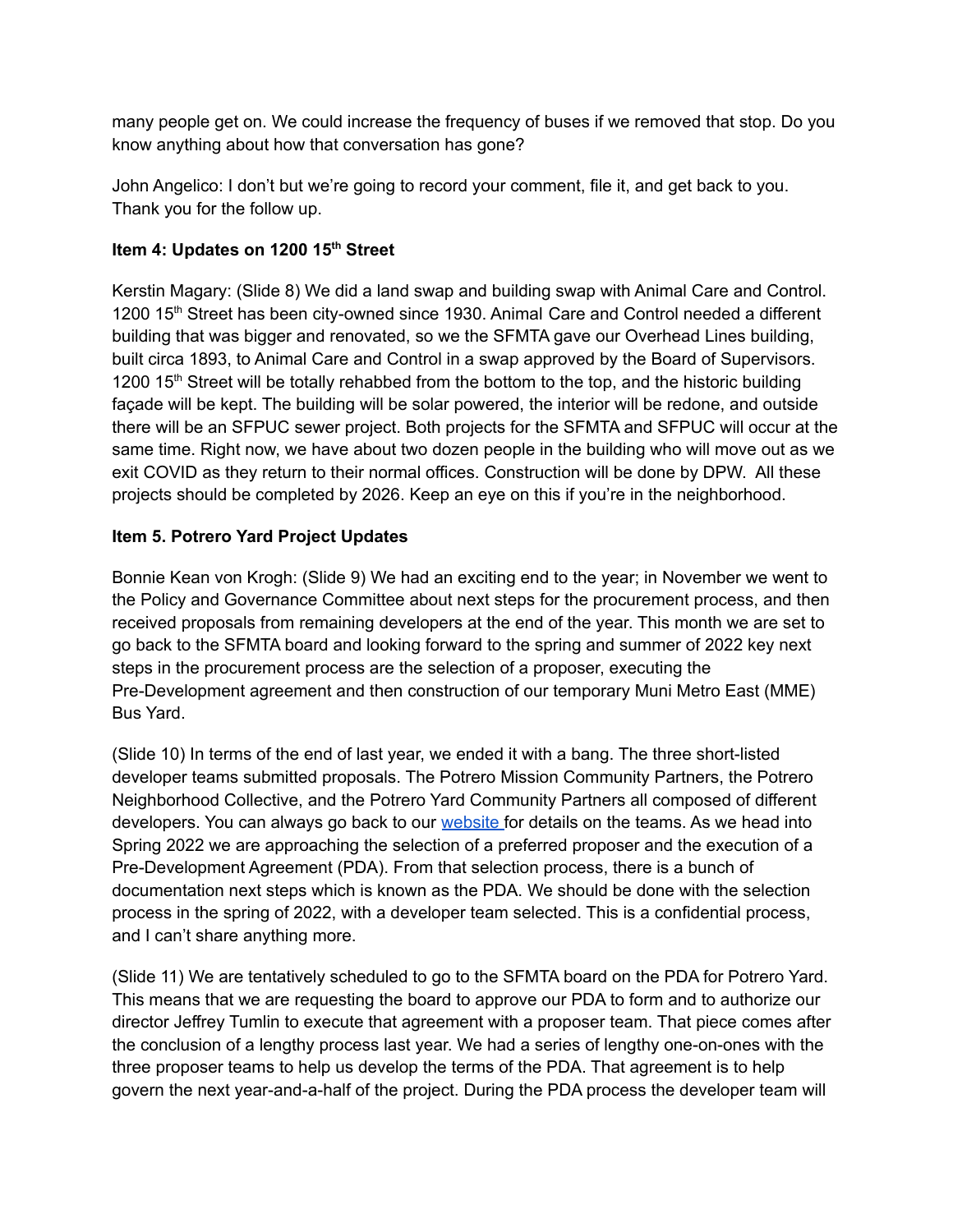many people get on. We could increase the frequency of buses if we removed that stop. Do you know anything about how that conversation has gone?

John Angelico: I don't but we're going to record your comment, file it, and get back to you. Thank you for the follow up.

**Item 4: Updates on 1200 15th Street**

Kerstin Magary: (Slide 8) We did a land swap and building swap with Animal Care and Control. 1200 15th Street has been city-owned since 1930. Animal Care and Control needed a different building that was bigger and renovated, so we the SFMTA gave our Overhead Lines building, built circa 1893, to Animal Care and Control in a swap approved by the Board of Supervisors. 1200 15th Street will be totally rehabbed from the bottom to the top, and the historic building façade will be kept. The building will be solar powered, the interior will be redone, and outside there will be an SFPUC sewer project. Both projects for the SFMTA and SFPUC will occur at the same time. Right now, we have about two dozen people in the building who will move out as we exit COVID as they return to their normal offices. Construction will be done by DPW. All these projects should be completed by 2026. Keep an eye on this if you're in the neighborhood.

**Item 5. Potrero Yard Project Updates**

Bonnie Kean von Krogh: (Slide 9) We had an exciting end to the year; in November we went to the Policy and Governance Committee about next steps for the procurement process, and then received proposals from remaining developers at the end of the year. This month we are set to go back to the SFMTA board and looking forward to the spring and summer of 2022 key next steps in the procurement process are the selection of a proposer, executing the Pre-Development agreement and then construction of our temporary Muni Metro East (MME) Bus Yard.

(Slide 10) In terms of the end of last year, we ended it with a bang. The three short-listed developer teams submitted proposals. The Potrero Mission Community Partners, the Potrero Neighborhood Collective, and the Potrero Yard Community Partners all composed of different developers. You can always go back to our website for details on the teams. As we head into Spring 2022 we are approaching the selection of a preferred proposer and the execution of a Pre-Development Agreement (PDA). From that selection process, there is a bunch of documentation next steps which is known as the PDA. We should be done with the selection process in the spring of 2022, with a developer team selected. This is a confidential process, and I can't share anything more.

(Slide 11) We are tentatively scheduled to go to the SFMTA board on the PDA for Potrero Yard. This means that we are requesting the board to approve our PDA to form and to authorize our director Jeffrey Tumlin to execute that agreement with a proposer team. That piece comes after the conclusion of a lengthy process last year. We had a series of lengthy one-on-ones with the three proposer teams to help us develop the terms of the PDA. That agreement is to help govern the next year-and-a-half of the project. During the PDA process the developer team will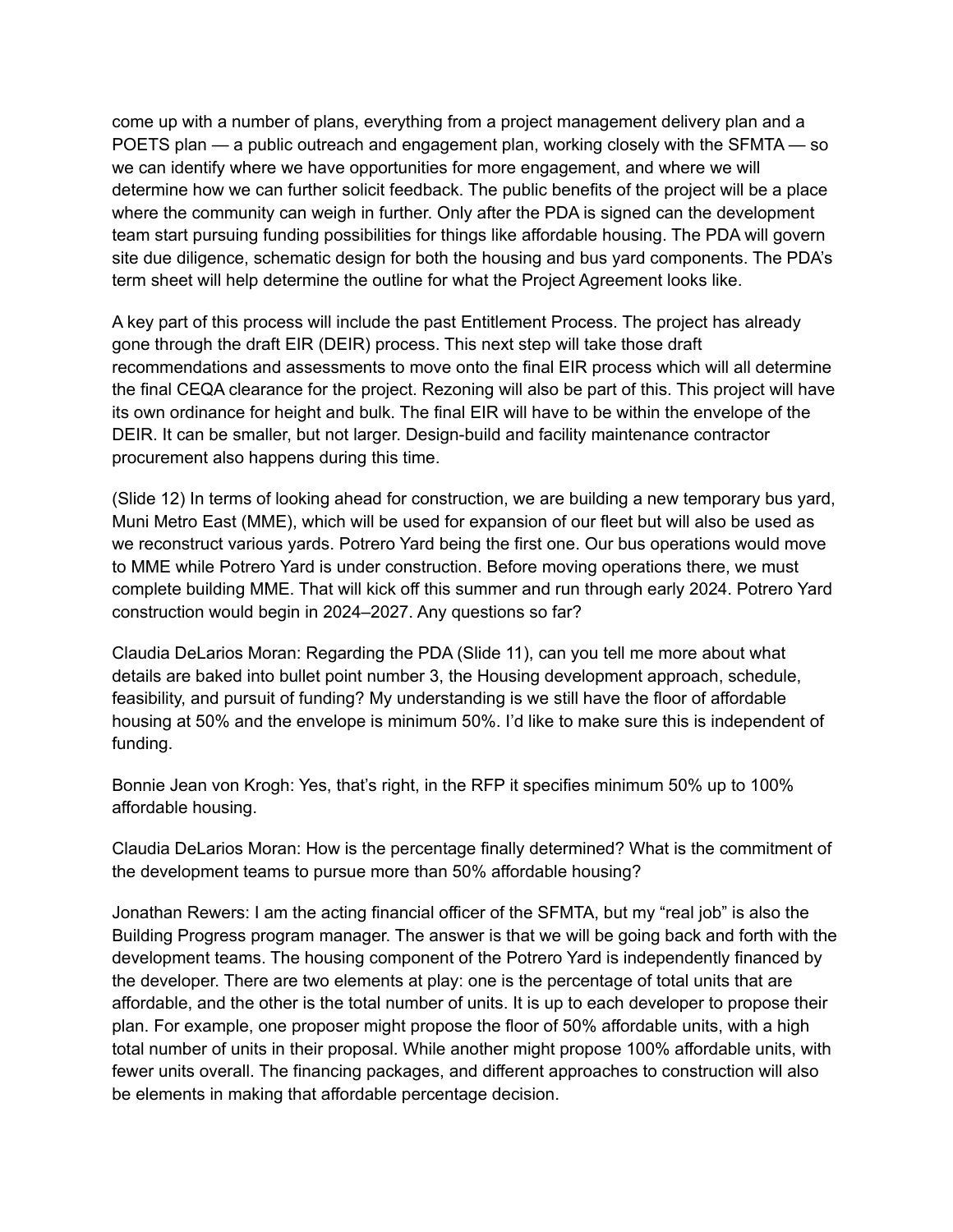come up with a number of plans, everything from a project management delivery plan and a POETS plan — a public outreach and engagement plan, working closely with the SFMTA — so we can identify where we have opportunities for more engagement, and where we will determine how we can further solicit feedback. The public benefits of the project will be a place where the community can weigh in further. Only after the PDA is signed can the development team start pursuing funding possibilities for things like affordable housing. The PDA will govern site due diligence, schematic design for both the housing and bus yard components. The PDA's term sheet will help determine the outline for what the Project Agreement looks like.

A key part of this process will include the past Entitlement Process. The project has already gone through the draft EIR (DEIR) process. This next step will take those draft recommendations and assessments to move onto the final EIR process which will all determine the final CEQA clearance for the project. Rezoning will also be part of this. This project will have its own ordinance for height and bulk. The final EIR will have to be within the envelope of the DEIR. It can be smaller, but not larger. Design-build and facility maintenance contractor procurement also happens during this time.

(Slide 12) In terms of looking ahead for construction, we are building a new temporary bus yard, Muni Metro East (MME), which will be used for expansion of our fleet but will also be used as we reconstruct various yards. Potrero Yard being the first one. Our bus operations would move to MME while Potrero Yard is under construction. Before moving operations there, we must complete building MME. That will kick off this summer and run through early 2024. Potrero Yard construction would begin in 2024–2027. Any questions so far?

Claudia DeLarios Moran: Regarding the PDA (Slide 11), can you tell me more about what details are baked into bullet point number 3, the Housing development approach, schedule, feasibility, and pursuit of funding? My understanding is we still have the floor of affordable housing at 50% and the envelope is minimum 50%. I'd like to make sure this is independent of funding.

Bonnie Jean von Krogh: Yes, that's right, in the RFP it specifies minimum 50% up to 100% affordable housing.

Claudia DeLarios Moran: How is the percentage finally determined? What is the commitment of the development teams to pursue more than 50% affordable housing?

Jonathan Rewers: I am the acting financial officer of the SFMTA, but my "real job" is also the Building Progress program manager. The answer is that we will be going back and forth with the development teams. The housing component of the Potrero Yard is independently financed by the developer. There are two elements at play: one is the percentage of total units that are affordable, and the other is the total number of units. It is up to each developer to propose their plan. For example, one proposer might propose the floor of 50% affordable units, with a high total number of units in their proposal. While another might propose 100% affordable units, with fewer units overall. The financing packages, and different approaches to construction will also be elements in making that affordable percentage decision.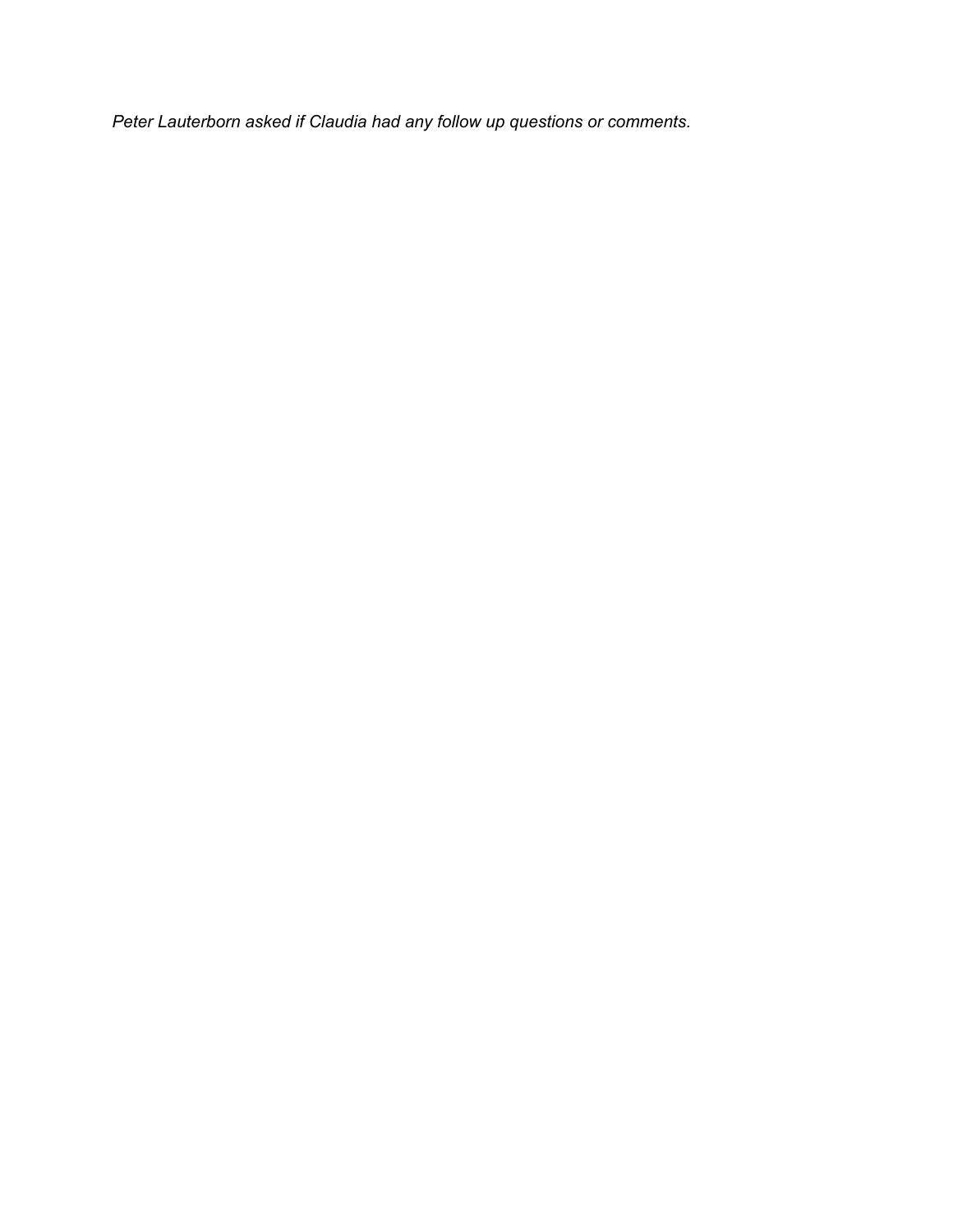*Peter Lauterborn asked if Claudia had any follow up questions or comments.*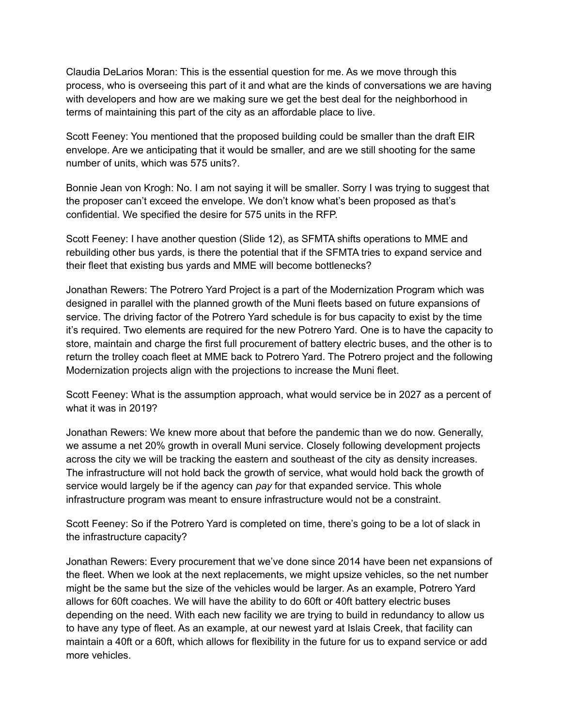Claudia DeLarios Moran: This is the essential question for me. As we move through this process, who is overseeing this part of it and what are the kinds of conversations we are having with developers and how are we making sure we get the best deal for the neighborhood in terms of maintaining this part of the city as an affordable place to live.

Scott Feeney: You mentioned that the proposed building could be smaller than the draft EIR envelope. Are we anticipating that it would be smaller, and are we still shooting for the same number of units, which was 575 units?.

Bonnie Jean von Krogh: No. I am not saying it will be smaller. Sorry I was trying to suggest that the proposer can't exceed the envelope. We don't know what's been proposed as that's confidential. We specified the desire for 575 units in the RFP.

Scott Feeney: I have another question (Slide 12), as SFMTA shifts operations to MME and rebuilding other bus yards, is there the potential that if the SFMTA tries to expand service and their fleet that existing bus yards and MME will become bottlenecks?

Jonathan Rewers: The Potrero Yard Project is a part of the Modernization Program which was designed in parallel with the planned growth of the Muni fleets based on future expansions of service. The driving factor of the Potrero Yard schedule is for bus capacity to exist by the time it's required. Two elements are required for the new Potrero Yard. One is to have the capacity to store, maintain and charge the first full procurement of battery electric buses, and the other is to return the trolley coach fleet at MME back to Potrero Yard. The Potrero project and the following Modernization projects align with the projections to increase the Muni fleet.

Scott Feeney: What is the assumption approach, what would service be in 2027 as a percent of what it was in 2019?

Jonathan Rewers: We knew more about that before the pandemic than we do now. Generally, we assume a net 20% growth in overall Muni service. Closely following development projects across the city we will be tracking the eastern and southeast of the city as density increases. The infrastructure will not hold back the growth of service, what would hold back the growth of service would largely be if the agency can *pay* for that expanded service. This whole infrastructure program was meant to ensure infrastructure would not be a constraint.

Scott Feeney: So if the Potrero Yard is completed on time, there's going to be a lot of slack in the infrastructure capacity?

Jonathan Rewers: Every procurement that we've done since 2014 have been net expansions of the fleet. When we look at the next replacements, we might upsize vehicles, so the net number might be the same but the size of the vehicles would be larger. As an example, Potrero Yard allows for 60ft coaches. We will have the ability to do 60ft or 40ft battery electric buses depending on the need. With each new facility we are trying to build in redundancy to allow us to have any type of fleet. As an example, at our newest yard at Islais Creek, that facility can maintain a 40ft or a 60ft, which allows for flexibility in the future for us to expand service or add more vehicles.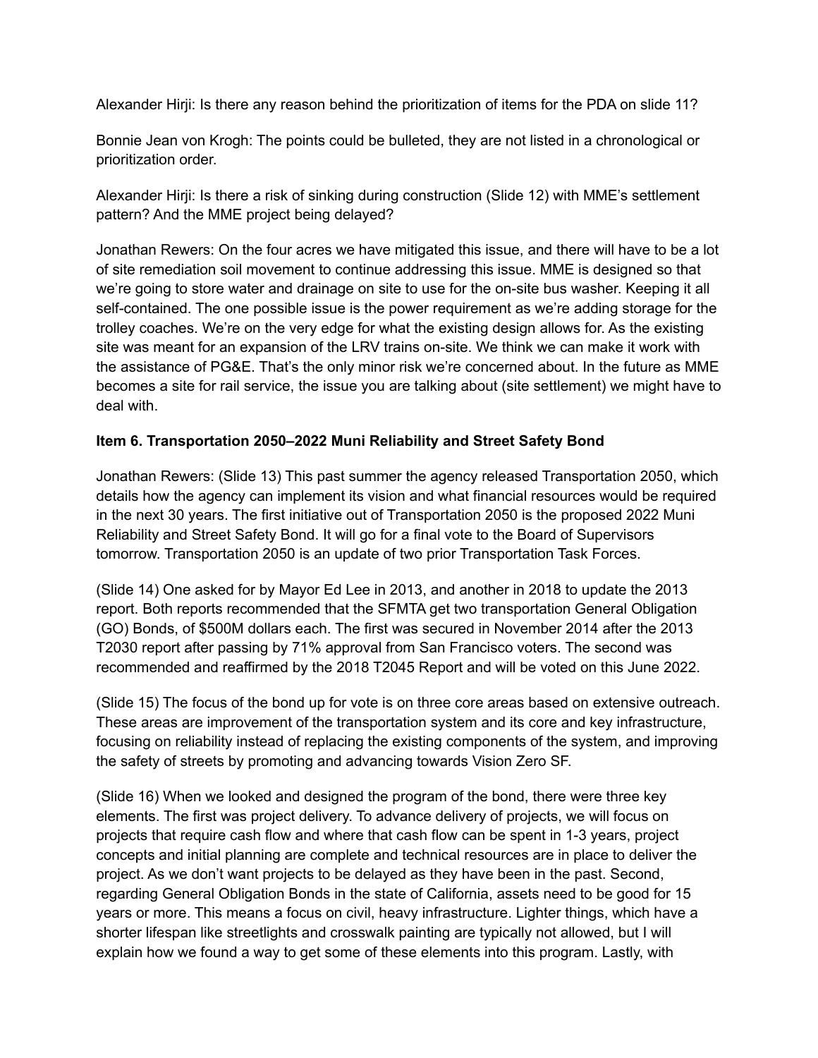Alexander Hirji: Is there any reason behind the prioritization of items for the PDA on slide 11?

Bonnie Jean von Krogh: The points could be bulleted, they are not listed in a chronological or prioritization order.

Alexander Hirji: Is there a risk of sinking during construction (Slide 12) with MME's settlement pattern? And the MME project being delayed?

Jonathan Rewers: On the four acres we have mitigated this issue, and there will have to be a lot of site remediation soil movement to continue addressing this issue. MME is designed so that we're going to store water and drainage on site to use for the on-site bus washer. Keeping it all self-contained. The one possible issue is the power requirement as we're adding storage for the trolley coaches. We're on the very edge for what the existing design allows for. As the existing site was meant for an expansion of the LRV trains on-site. We think we can make it work with the assistance of PG&E. That's the only minor risk we're concerned about. In the future as MME becomes a site for rail service, the issue you are talking about (site settlement) we might have to deal with.

**Item 6. Transportation 2050–2022 Muni Reliability and Street Safety Bond**

Jonathan Rewers: (Slide 13) This past summer the agency released Transportation 2050, which details how the agency can implement its vision and what financial resources would be required in the next 30 years. The first initiative out of Transportation 2050 is the proposed 2022 Muni Reliability and Street Safety Bond. It will go for a final vote to the Board of Supervisors tomorrow. Transportation 2050 is an update of two prior Transportation Task Forces.

(Slide 14) One asked for by Mayor Ed Lee in 2013, and another in 2018 to update the 2013 report. Both reports recommended that the SFMTA get two transportation General Obligation (GO) Bonds, of $500M dollars each. The first was secured in November 2014 after the 2013 T2030 report after passing by 71% approval from San Francisco voters. The second was recommended and reaffirmed by the 2018 T2045 Report and will be voted on this June 2022.

(Slide 15) The focus of the bond up for vote is on three core areas based on extensive outreach. These areas are improvement of the transportation system and its core and key infrastructure, focusing on reliability instead of replacing the existing components of the system, and improving the safety of streets by promoting and advancing towards Vision Zero SF.

(Slide 16) When we looked and designed the program of the bond, there were three key elements. The first was project delivery. To advance delivery of projects, we will focus on projects that require cash flow and where that cash flow can be spent in 1-3 years, project concepts and initial planning are complete and technical resources are in place to deliver the project. As we don't want projects to be delayed as they have been in the past. Second, regarding General Obligation Bonds in the state of California, assets need to be good for 15 years or more. This means a focus on civil, heavy infrastructure. Lighter things, which have a shorter lifespan like streetlights and crosswalk painting are typically not allowed, but I will explain how we found a way to get some of these elements into this program. Lastly, with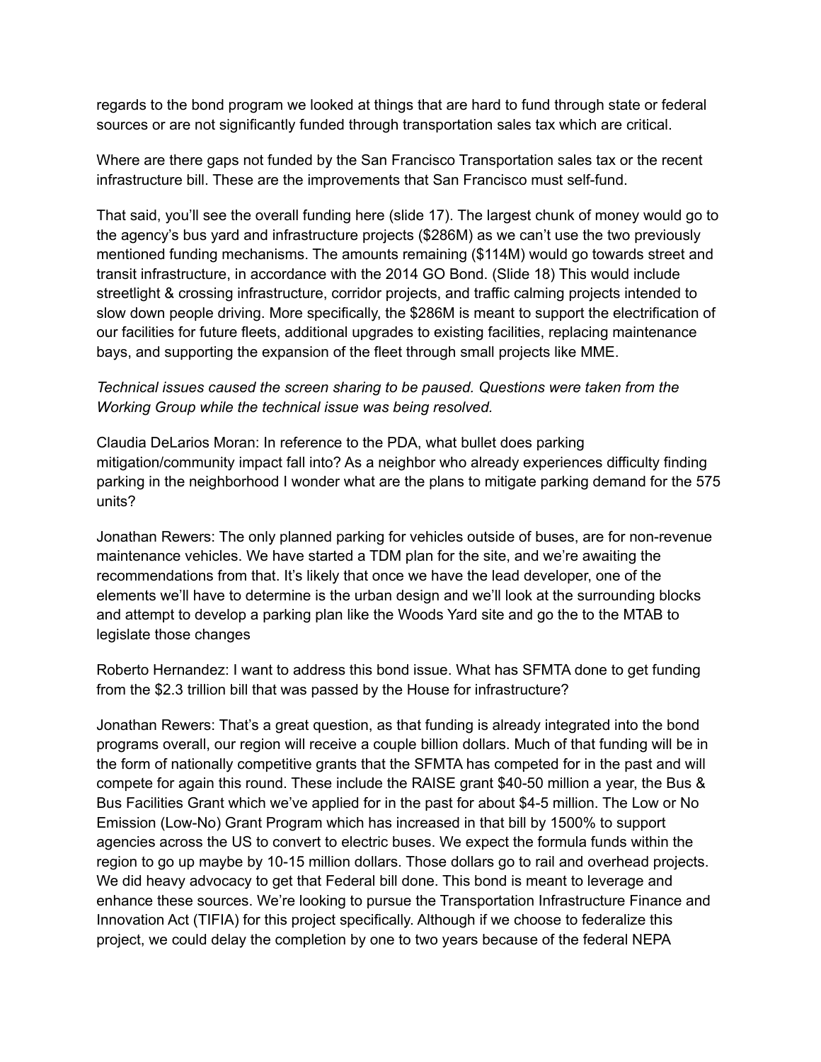regards to the bond program we looked at things that are hard to fund through state or federal sources or are not significantly funded through transportation sales tax which are critical.

Where are there gaps not funded by the San Francisco Transportation sales tax or the recent infrastructure bill. These are the improvements that San Francisco must self-fund.

That said, you'll see the overall funding here (slide 17). The largest chunk of money would go to the agency's bus yard and infrastructure projects ($286M) as we can't use the two previously mentioned funding mechanisms. The amounts remaining ($114M) would go towards street and transit infrastructure, in accordance with the 2014 GO Bond. (Slide 18) This would include streetlight & crossing infrastructure, corridor projects, and traffic calming projects intended to slow down people driving. More specifically, the $286M is meant to support the electrification of our facilities for future fleets, additional upgrades to existing facilities, replacing maintenance bays, and supporting the expansion of the fleet through small projects like MME.

*Technical issues caused the screen sharing to be paused. Questions were taken from the Working Group while the technical issue was being resolved.*

Claudia DeLarios Moran: In reference to the PDA, what bullet does parking mitigation/community impact fall into? As a neighbor who already experiences difficulty finding parking in the neighborhood I wonder what are the plans to mitigate parking demand for the 575 units?

Jonathan Rewers: The only planned parking for vehicles outside of buses, are for non-revenue maintenance vehicles. We have started a TDM plan for the site, and we're awaiting the recommendations from that. It's likely that once we have the lead developer, one of the elements we'll have to determine is the urban design and we'll look at the surrounding blocks and attempt to develop a parking plan like the Woods Yard site and go the to the MTAB to legislate those changes

Roberto Hernandez: I want to address this bond issue. What has SFMTA done to get funding from the $2.3 trillion bill that was passed by the House for infrastructure?

Jonathan Rewers: That's a great question, as that funding is already integrated into the bond programs overall, our region will receive a couple billion dollars. Much of that funding will be in the form of nationally competitive grants that the SFMTA has competed for in the past and will compete for again this round. These include the RAISE grant $40-50 million a year, the Bus & Bus Facilities Grant which we've applied for in the past for about $4-5 million. The Low or No Emission (Low-No) Grant Program which has increased in that bill by 1500% to support agencies across the US to convert to electric buses. We expect the formula funds within the region to go up maybe by 10-15 million dollars. Those dollars go to rail and overhead projects. We did heavy advocacy to get that Federal bill done. This bond is meant to leverage and enhance these sources. We're looking to pursue the Transportation Infrastructure Finance and Innovation Act (TIFIA) for this project specifically. Although if we choose to federalize this project, we could delay the completion by one to two years because of the federal NEPA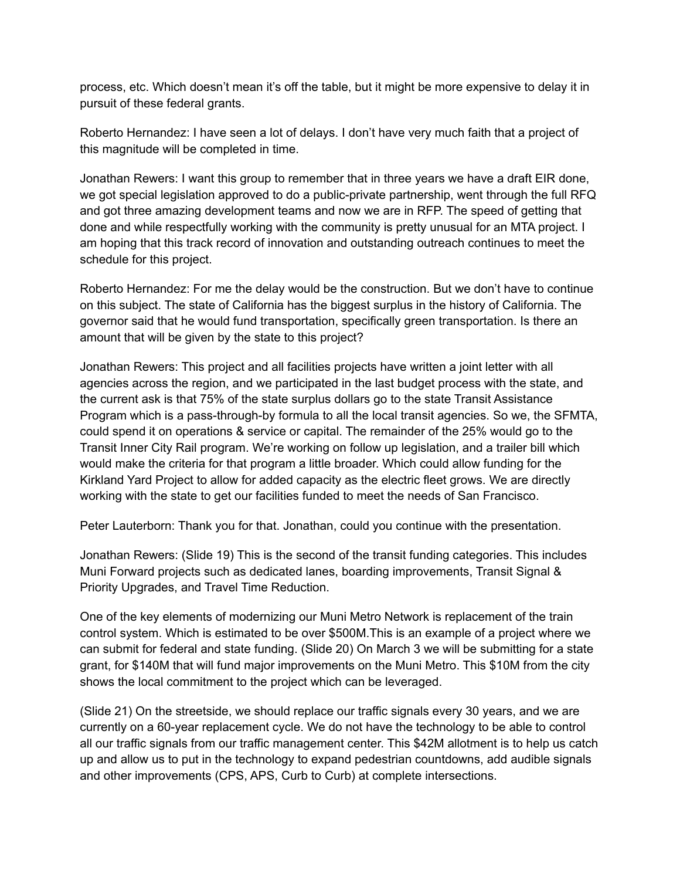process, etc. Which doesn't mean it's off the table, but it might be more expensive to delay it in pursuit of these federal grants.

Roberto Hernandez: I have seen a lot of delays. I don't have very much faith that a project of this magnitude will be completed in time.

Jonathan Rewers: I want this group to remember that in three years we have a draft EIR done, we got special legislation approved to do a public-private partnership, went through the full RFQ and got three amazing development teams and now we are in RFP. The speed of getting that done and while respectfully working with the community is pretty unusual for an MTA project. I am hoping that this track record of innovation and outstanding outreach continues to meet the schedule for this project.

Roberto Hernandez: For me the delay would be the construction. But we don't have to continue on this subject. The state of California has the biggest surplus in the history of California. The governor said that he would fund transportation, specifically green transportation. Is there an amount that will be given by the state to this project?

Jonathan Rewers: This project and all facilities projects have written a joint letter with all agencies across the region, and we participated in the last budget process with the state, and the current ask is that 75% of the state surplus dollars go to the state Transit Assistance Program which is a pass-through-by formula to all the local transit agencies. So we, the SFMTA, could spend it on operations & service or capital. The remainder of the 25% would go to the Transit Inner City Rail program. We're working on follow up legislation, and a trailer bill which would make the criteria for that program a little broader. Which could allow funding for the Kirkland Yard Project to allow for added capacity as the electric fleet grows. We are directly working with the state to get our facilities funded to meet the needs of San Francisco.

Peter Lauterborn: Thank you for that. Jonathan, could you continue with the presentation.

Jonathan Rewers: (Slide 19) This is the second of the transit funding categories. This includes Muni Forward projects such as dedicated lanes, boarding improvements, Transit Signal & Priority Upgrades, and Travel Time Reduction.

One of the key elements of modernizing our Muni Metro Network is replacement of the train control system. Which is estimated to be over $500M.This is an example of a project where we can submit for federal and state funding. (Slide 20) On March 3 we will be submitting for a state grant, for $140M that will fund major improvements on the Muni Metro. This $10M from the city shows the local commitment to the project which can be leveraged.

(Slide 21) On the streetside, we should replace our traffic signals every 30 years, and we are currently on a 60-year replacement cycle. We do not have the technology to be able to control all our traffic signals from our traffic management center. This $42M allotment is to help us catch up and allow us to put in the technology to expand pedestrian countdowns, add audible signals and other improvements (CPS, APS, Curb to Curb) at complete intersections.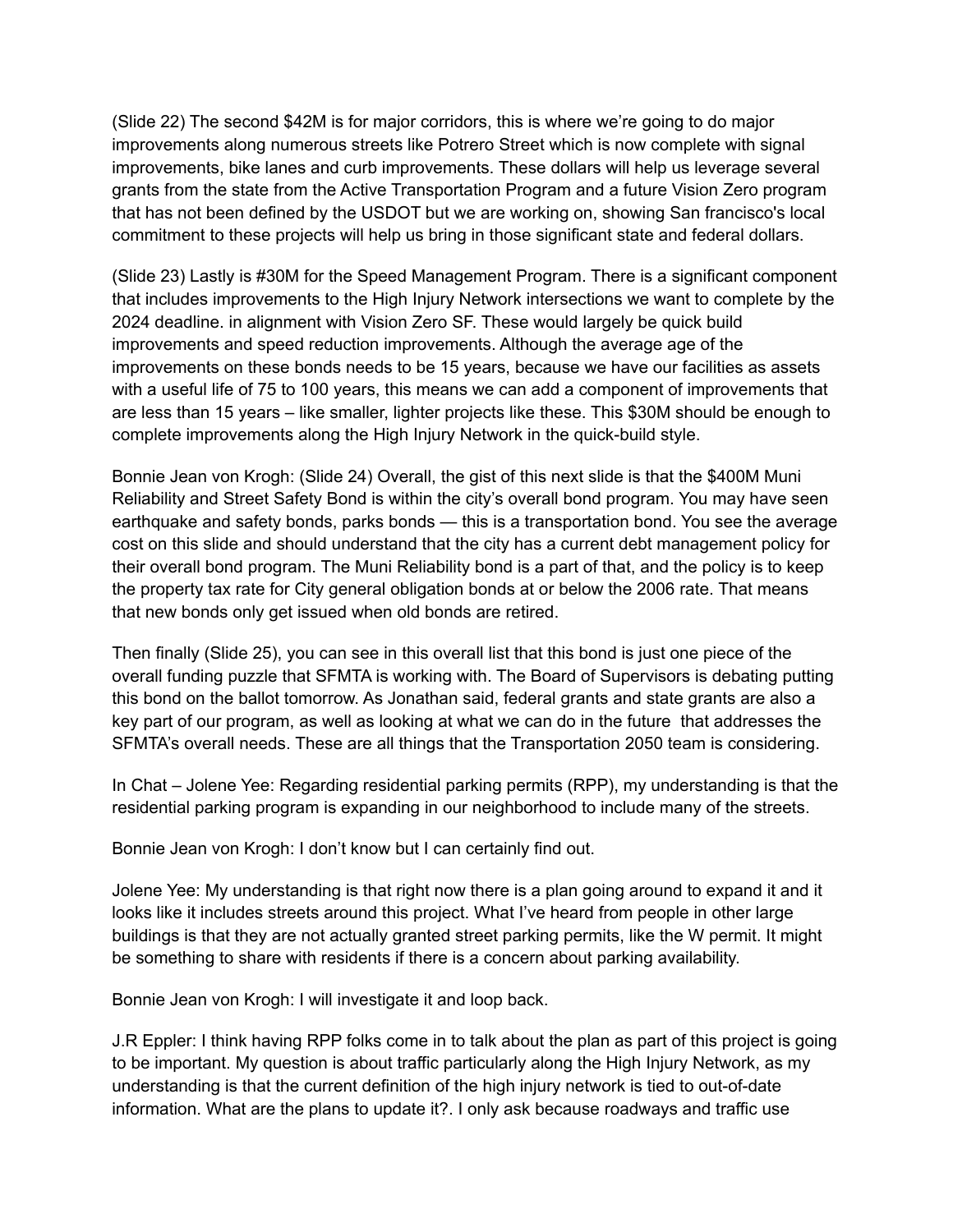(Slide 22) The second $42M is for major corridors, this is where we're going to do major improvements along numerous streets like Potrero Street which is now complete with signal improvements, bike lanes and curb improvements. These dollars will help us leverage several grants from the state from the Active Transportation Program and a future Vision Zero program that has not been defined by the USDOT but we are working on, showing San francisco's local commitment to these projects will help us bring in those significant state and federal dollars.

(Slide 23) Lastly is #30M for the Speed Management Program. There is a significant component that includes improvements to the High Injury Network intersections we want to complete by the 2024 deadline. in alignment with Vision Zero SF. These would largely be quick build improvements and speed reduction improvements. Although the average age of the improvements on these bonds needs to be 15 years, because we have our facilities as assets with a useful life of 75 to 100 years, this means we can add a component of improvements that are less than 15 years – like smaller, lighter projects like these. This $30M should be enough to complete improvements along the High Injury Network in the quick-build style.

Bonnie Jean von Krogh: (Slide 24) Overall, the gist of this next slide is that the $400M Muni Reliability and Street Safety Bond is within the city's overall bond program. You may have seen earthquake and safety bonds, parks bonds — this is a transportation bond. You see the average cost on this slide and should understand that the city has a current debt management policy for their overall bond program. The Muni Reliability bond is a part of that, and the policy is to keep the property tax rate for City general obligation bonds at or below the 2006 rate. That means that new bonds only get issued when old bonds are retired.

Then finally (Slide 25), you can see in this overall list that this bond is just one piece of the overall funding puzzle that SFMTA is working with. The Board of Supervisors is debating putting this bond on the ballot tomorrow. As Jonathan said, federal grants and state grants are also a key part of our program, as well as looking at what we can do in the future that addresses the SFMTA's overall needs. These are all things that the Transportation 2050 team is considering.

In Chat – Jolene Yee: Regarding residential parking permits (RPP), my understanding is that the residential parking program is expanding in our neighborhood to include many of the streets.

Bonnie Jean von Krogh: I don't know but I can certainly find out.

Jolene Yee: My understanding is that right now there is a plan going around to expand it and it looks like it includes streets around this project. What I've heard from people in other large buildings is that they are not actually granted street parking permits, like the W permit. It might be something to share with residents if there is a concern about parking availability.

Bonnie Jean von Krogh: I will investigate it and loop back.

J.R Eppler: I think having RPP folks come in to talk about the plan as part of this project is going to be important. My question is about traffic particularly along the High Injury Network, as my understanding is that the current definition of the high injury network is tied to out-of-date information. What are the plans to update it?. I only ask because roadways and traffic use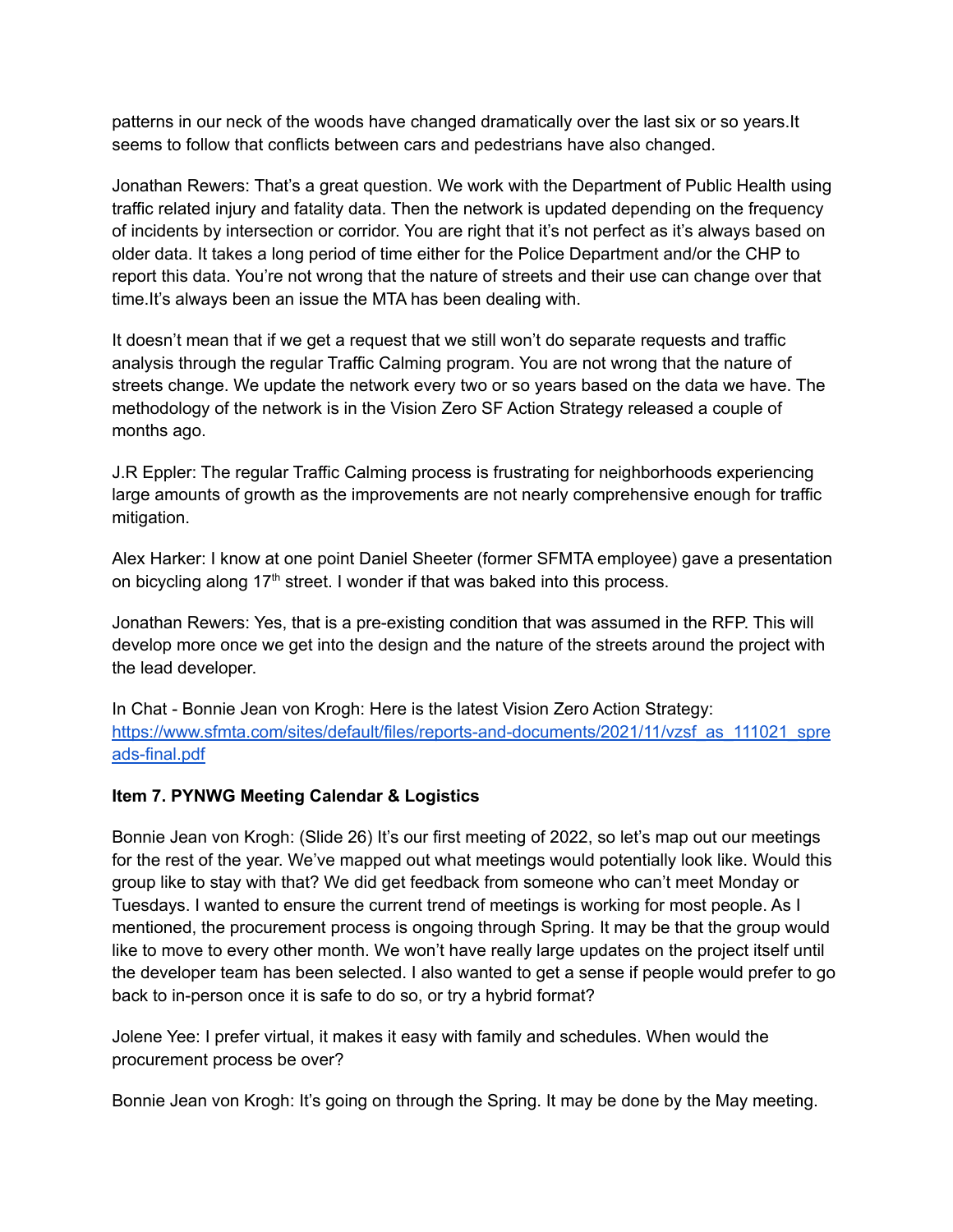patterns in our neck of the woods have changed dramatically over the last six or so years.It seems to follow that conflicts between cars and pedestrians have also changed.

Jonathan Rewers: That's a great question. We work with the Department of Public Health using traffic related injury and fatality data. Then the network is updated depending on the frequency of incidents by intersection or corridor. You are right that it's not perfect as it's always based on older data. It takes a long period of time either for the Police Department and/or the CHP to report this data. You're not wrong that the nature of streets and their use can change over that time.It's always been an issue the MTA has been dealing with.

It doesn't mean that if we get a request that we still won't do separate requests and traffic analysis through the regular Traffic Calming program. You are not wrong that the nature of streets change. We update the network every two or so years based on the data we have. The methodology of the network is in the Vision Zero SF Action Strategy released a couple of months ago.

J.R Eppler: The regular Traffic Calming process is frustrating for neighborhoods experiencing large amounts of growth as the improvements are not nearly comprehensive enough for traffic mitigation.

Alex Harker: I know at one point Daniel Sheeter (former SFMTA employee) gave a presentation on bicycling along 17th street. I wonder if that was baked into this process.

Jonathan Rewers: Yes, that is a pre-existing condition that was assumed in the RFP. This will develop more once we get into the design and the nature of the streets around the project with the lead developer.

In Chat - Bonnie Jean von Krogh: Here is the latest Vision Zero Action Strategy: [https://www.sfmta.com/sites/default/files/reports-and-documents/2021/11/vzsf_as_111021_spreads-final.pdf](https://www.sfmta.com/sites/default/files/reports-and-documents/2021/11/vzsf_as_111021_spreads-final.pdf)

**Item 7. PYNWG Meeting Calendar & Logistics**

Bonnie Jean von Krogh: (Slide 26) It's our first meeting of 2022, so let's map out our meetings for the rest of the year. We've mapped out what meetings would potentially look like. Would this group like to stay with that? We did get feedback from someone who can't meet Monday or Tuesdays. I wanted to ensure the current trend of meetings is working for most people. As I mentioned, the procurement process is ongoing through Spring. It may be that the group would like to move to every other month. We won't have really large updates on the project itself until the developer team has been selected. I also wanted to get a sense if people would prefer to go back to in-person once it is safe to do so, or try a hybrid format?

Jolene Yee: I prefer virtual, it makes it easy with family and schedules. When would the procurement process be over?

Bonnie Jean von Krogh: It's going on through the Spring. It may be done by the May meeting.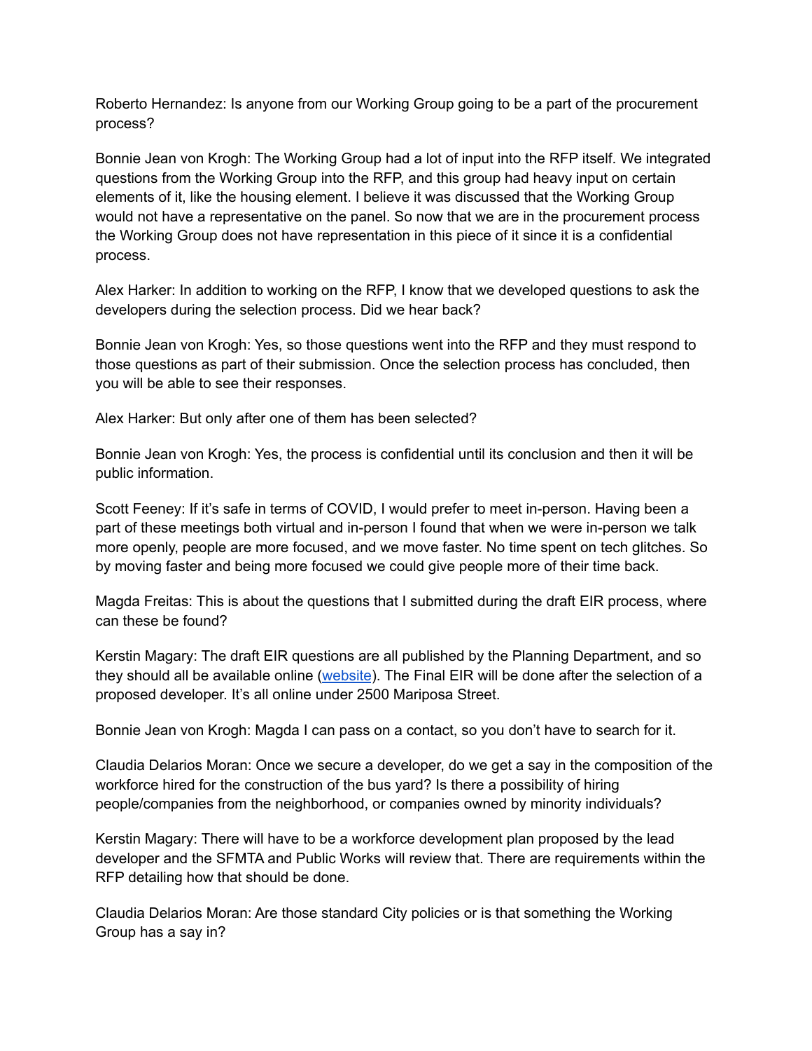Roberto Hernandez: Is anyone from our Working Group going to be a part of the procurement process?

Bonnie Jean von Krogh: The Working Group had a lot of input into the RFP itself. We integrated questions from the Working Group into the RFP, and this group had heavy input on certain elements of it, like the housing element. I believe it was discussed that the Working Group would not have a representative on the panel. So now that we are in the procurement process the Working Group does not have representation in this piece of it since it is a confidential process.

Alex Harker: In addition to working on the RFP, I know that we developed questions to ask the developers during the selection process. Did we hear back?

Bonnie Jean von Krogh: Yes, so those questions went into the RFP and they must respond to those questions as part of their submission. Once the selection process has concluded, then you will be able to see their responses.

Alex Harker: But only after one of them has been selected?

Bonnie Jean von Krogh: Yes, the process is confidential until its conclusion and then it will be public information.

Scott Feeney: If it's safe in terms of COVID, I would prefer to meet in-person. Having been a part of these meetings both virtual and in-person I found that when we were in-person we talk more openly, people are more focused, and we move faster. No time spent on tech glitches. So by moving faster and being more focused we could give people more of their time back.

Magda Freitas: This is about the questions that I submitted during the draft EIR process, where can these be found?

Kerstin Magary: The draft EIR questions are all published by the Planning Department, and so they should all be available online (website). The Final EIR will be done after the selection of a proposed developer. It's all online under 2500 Mariposa Street.

Bonnie Jean von Krogh: Magda I can pass on a contact, so you don't have to search for it.

Claudia Delarios Moran: Once we secure a developer, do we get a say in the composition of the workforce hired for the construction of the bus yard? Is there a possibility of hiring people/companies from the neighborhood, or companies owned by minority individuals?

Kerstin Magary: There will have to be a workforce development plan proposed by the lead developer and the SFMTA and Public Works will review that. There are requirements within the RFP detailing how that should be done.

Claudia Delarios Moran: Are those standard City policies or is that something the Working Group has a say in?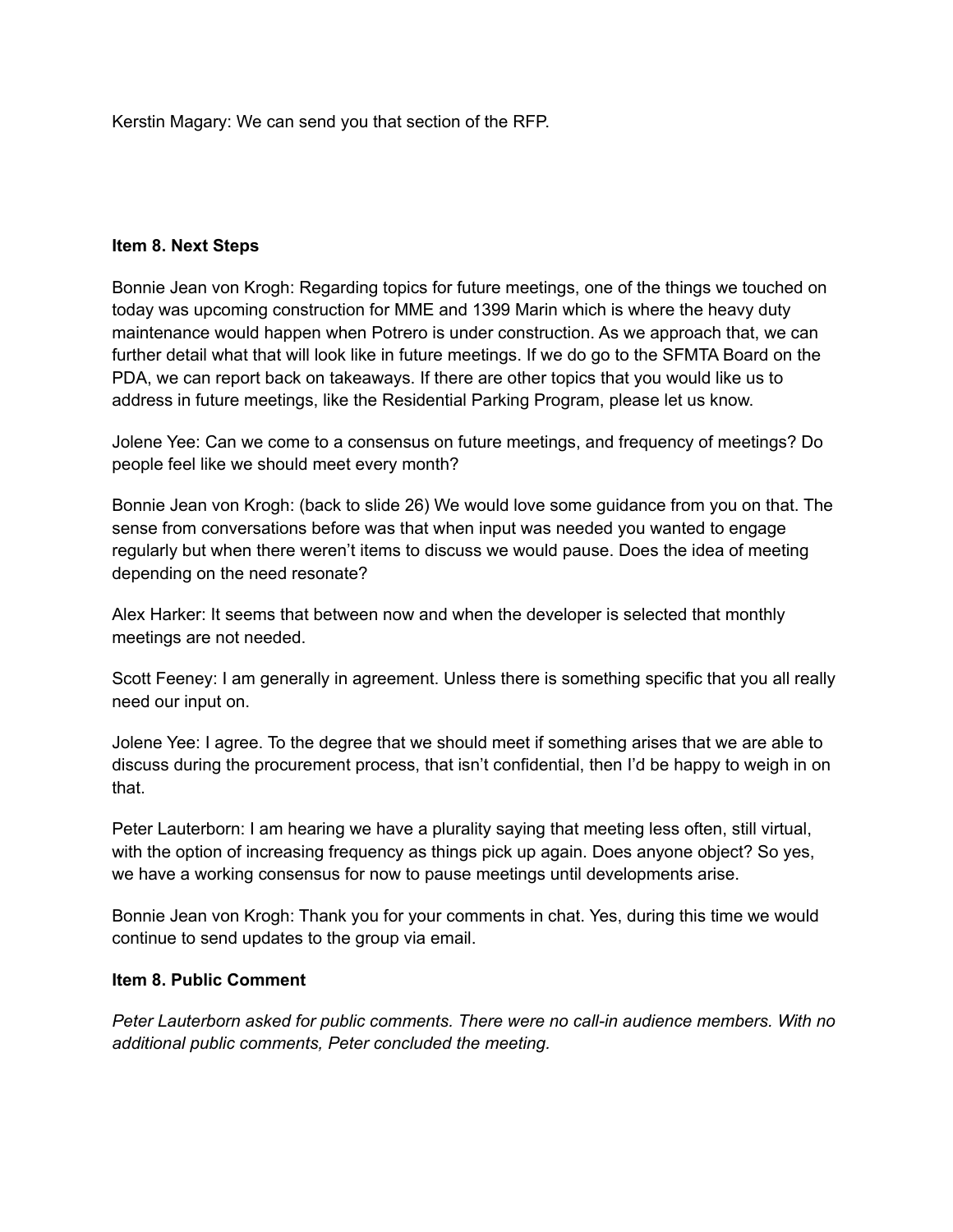Kerstin Magary: We can send you that section of the RFP.

**Item 8. Next Steps**

Bonnie Jean von Krogh: Regarding topics for future meetings, one of the things we touched on today was upcoming construction for MME and 1399 Marin which is where the heavy duty maintenance would happen when Potrero is under construction. As we approach that, we can further detail what that will look like in future meetings. If we do go to the SFMTA Board on the PDA, we can report back on takeaways. If there are other topics that you would like us to address in future meetings, like the Residential Parking Program, please let us know.

Jolene Yee: Can we come to a consensus on future meetings, and frequency of meetings? Do people feel like we should meet every month?

Bonnie Jean von Krogh: (back to slide 26) We would love some guidance from you on that. The sense from conversations before was that when input was needed you wanted to engage regularly but when there weren't items to discuss we would pause. Does the idea of meeting depending on the need resonate?

Alex Harker: It seems that between now and when the developer is selected that monthly meetings are not needed.

Scott Feeney: I am generally in agreement. Unless there is something specific that you all really need our input on.

Jolene Yee: I agree. To the degree that we should meet if something arises that we are able to discuss during the procurement process, that isn't confidential, then I'd be happy to weigh in on that.

Peter Lauterborn: I am hearing we have a plurality saying that meeting less often, still virtual, with the option of increasing frequency as things pick up again. Does anyone object? So yes, we have a working consensus for now to pause meetings until developments arise.

Bonnie Jean von Krogh: Thank you for your comments in chat. Yes, during this time we would continue to send updates to the group via email.

**Item 8. Public Comment**

*Peter Lauterborn asked for public comments. There were no call-in audience members. With no additional public comments, Peter concluded the meeting.*